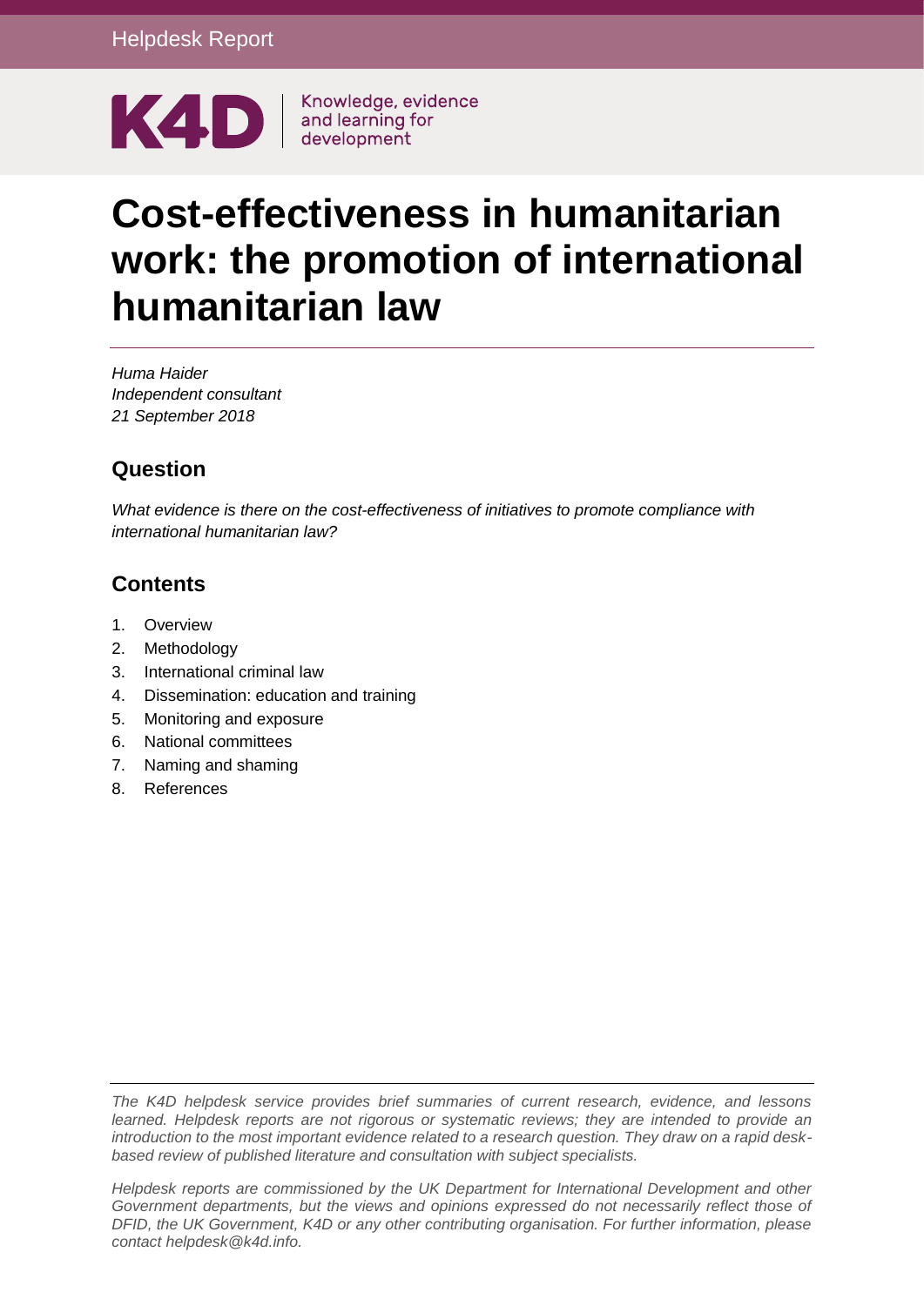Helpdesk Report

K4D | Knowledge, evidence and learning for development

# Cost-effectiveness in humanitarian work: the promotion of international humanitarian law

*Huma Haider*
*Independent consultant*
*21 September 2018*

## Question

*What evidence is there on the cost-effectiveness of initiatives to promote compliance with international humanitarian law?*

## Contents

1. Overview
2. Methodology
3. International criminal law
4. Dissemination: education and training
5. Monitoring and exposure
6. National committees
7. Naming and shaming
8. References

*The K4D helpdesk service provides brief summaries of current research, evidence, and lessons learned. Helpdesk reports are not rigorous or systematic reviews; they are intended to provide an introduction to the most important evidence related to a research question. They draw on a rapid desk-based review of published literature and consultation with subject specialists.*

*Helpdesk reports are commissioned by the UK Department for International Development and other Government departments, but the views and opinions expressed do not necessarily reflect those of DFID, the UK Government, K4D or any other contributing organisation. For further information, please contact helpdesk@k4d.info.*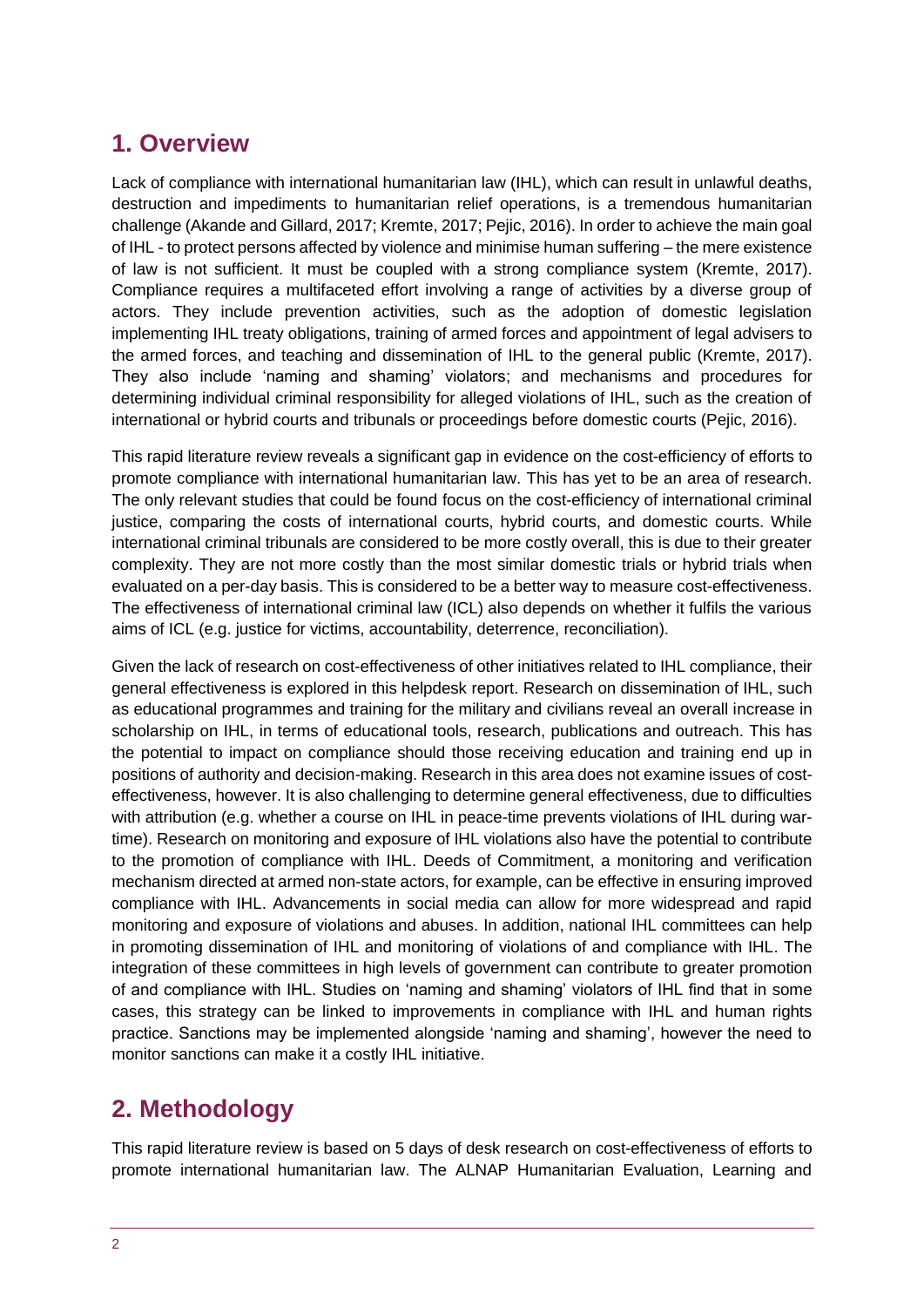## 1. Overview

Lack of compliance with international humanitarian law (IHL), which can result in unlawful deaths, destruction and impediments to humanitarian relief operations, is a tremendous humanitarian challenge (Akande and Gillard, 2017; Kremte, 2017; Pejic, 2016). In order to achieve the main goal of IHL - to protect persons affected by violence and minimise human suffering – the mere existence of law is not sufficient. It must be coupled with a strong compliance system (Kremte, 2017). Compliance requires a multifaceted effort involving a range of activities by a diverse group of actors. They include prevention activities, such as the adoption of domestic legislation implementing IHL treaty obligations, training of armed forces and appointment of legal advisers to the armed forces, and teaching and dissemination of IHL to the general public (Kremte, 2017). They also include 'naming and shaming' violators; and mechanisms and procedures for determining individual criminal responsibility for alleged violations of IHL, such as the creation of international or hybrid courts and tribunals or proceedings before domestic courts (Pejic, 2016).

This rapid literature review reveals a significant gap in evidence on the cost-efficiency of efforts to promote compliance with international humanitarian law. This has yet to be an area of research. The only relevant studies that could be found focus on the cost-efficiency of international criminal justice, comparing the costs of international courts, hybrid courts, and domestic courts. While international criminal tribunals are considered to be more costly overall, this is due to their greater complexity. They are not more costly than the most similar domestic trials or hybrid trials when evaluated on a per-day basis. This is considered to be a better way to measure cost-effectiveness. The effectiveness of international criminal law (ICL) also depends on whether it fulfils the various aims of ICL (e.g. justice for victims, accountability, deterrence, reconciliation).

Given the lack of research on cost-effectiveness of other initiatives related to IHL compliance, their general effectiveness is explored in this helpdesk report. Research on dissemination of IHL, such as educational programmes and training for the military and civilians reveal an overall increase in scholarship on IHL, in terms of educational tools, research, publications and outreach. This has the potential to impact on compliance should those receiving education and training end up in positions of authority and decision-making. Research in this area does not examine issues of cost-effectiveness, however. It is also challenging to determine general effectiveness, due to difficulties with attribution (e.g. whether a course on IHL in peace-time prevents violations of IHL during war-time). Research on monitoring and exposure of IHL violations also have the potential to contribute to the promotion of compliance with IHL. Deeds of Commitment, a monitoring and verification mechanism directed at armed non-state actors, for example, can be effective in ensuring improved compliance with IHL. Advancements in social media can allow for more widespread and rapid monitoring and exposure of violations and abuses. In addition, national IHL committees can help in promoting dissemination of IHL and monitoring of violations of and compliance with IHL. The integration of these committees in high levels of government can contribute to greater promotion of and compliance with IHL. Studies on 'naming and shaming' violators of IHL find that in some cases, this strategy can be linked to improvements in compliance with IHL and human rights practice. Sanctions may be implemented alongside 'naming and shaming', however the need to monitor sanctions can make it a costly IHL initiative.

## 2. Methodology

This rapid literature review is based on 5 days of desk research on cost-effectiveness of efforts to promote international humanitarian law. The ALNAP Humanitarian Evaluation, Learning and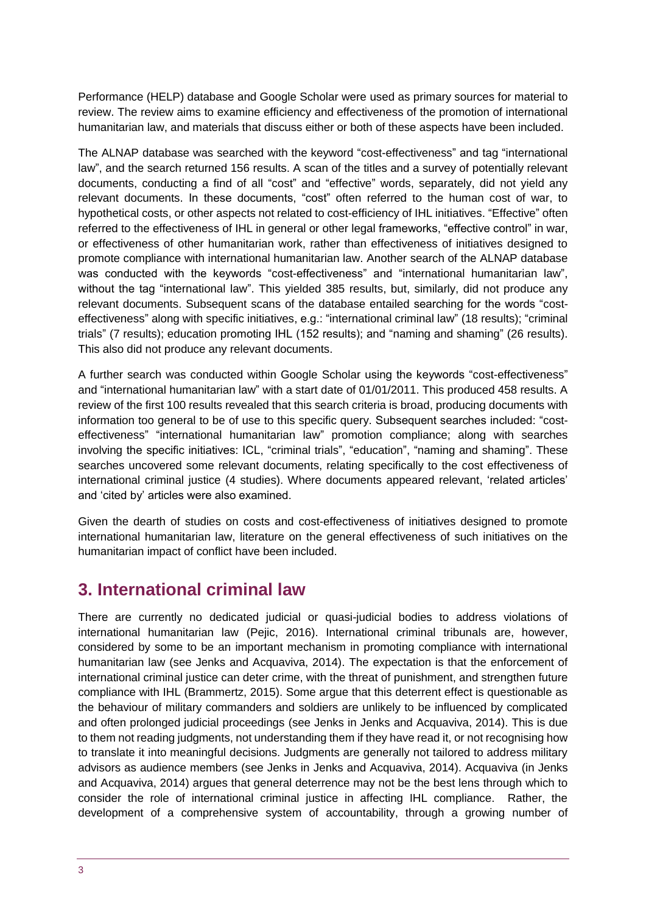Performance (HELP) database and Google Scholar were used as primary sources for material to review. The review aims to examine efficiency and effectiveness of the promotion of international humanitarian law, and materials that discuss either or both of these aspects have been included.

The ALNAP database was searched with the keyword "cost-effectiveness" and tag "international law", and the search returned 156 results. A scan of the titles and a survey of potentially relevant documents, conducting a find of all "cost" and "effective" words, separately, did not yield any relevant documents. In these documents, "cost" often referred to the human cost of war, to hypothetical costs, or other aspects not related to cost-efficiency of IHL initiatives. "Effective" often referred to the effectiveness of IHL in general or other legal frameworks, "effective control" in war, or effectiveness of other humanitarian work, rather than effectiveness of initiatives designed to promote compliance with international humanitarian law. Another search of the ALNAP database was conducted with the keywords "cost-effectiveness" and "international humanitarian law", without the tag "international law". This yielded 385 results, but, similarly, did not produce any relevant documents. Subsequent scans of the database entailed searching for the words "cost-effectiveness" along with specific initiatives, e.g.: "international criminal law" (18 results); "criminal trials" (7 results); education promoting IHL (152 results); and "naming and shaming" (26 results). This also did not produce any relevant documents.

A further search was conducted within Google Scholar using the keywords "cost-effectiveness" and "international humanitarian law" with a start date of 01/01/2011. This produced 458 results. A review of the first 100 results revealed that this search criteria is broad, producing documents with information too general to be of use to this specific query. Subsequent searches included: "cost-effectiveness" "international humanitarian law" promotion compliance; along with searches involving the specific initiatives: ICL, "criminal trials", "education", "naming and shaming". These searches uncovered some relevant documents, relating specifically to the cost effectiveness of international criminal justice (4 studies). Where documents appeared relevant, 'related articles' and 'cited by' articles were also examined.

Given the dearth of studies on costs and cost-effectiveness of initiatives designed to promote international humanitarian law, literature on the general effectiveness of such initiatives on the humanitarian impact of conflict have been included.

## 3. International criminal law

There are currently no dedicated judicial or quasi-judicial bodies to address violations of international humanitarian law (Pejic, 2016). International criminal tribunals are, however, considered by some to be an important mechanism in promoting compliance with international humanitarian law (see Jenks and Acquaviva, 2014). The expectation is that the enforcement of international criminal justice can deter crime, with the threat of punishment, and strengthen future compliance with IHL (Brammertz, 2015). Some argue that this deterrent effect is questionable as the behaviour of military commanders and soldiers are unlikely to be influenced by complicated and often prolonged judicial proceedings (see Jenks in Jenks and Acquaviva, 2014). This is due to them not reading judgments, not understanding them if they have read it, or not recognising how to translate it into meaningful decisions. Judgments are generally not tailored to address military advisors as audience members (see Jenks in Jenks and Acquaviva, 2014). Acquaviva (in Jenks and Acquaviva, 2014) argues that general deterrence may not be the best lens through which to consider the role of international criminal justice in affecting IHL compliance. Rather, the development of a comprehensive system of accountability, through a growing number of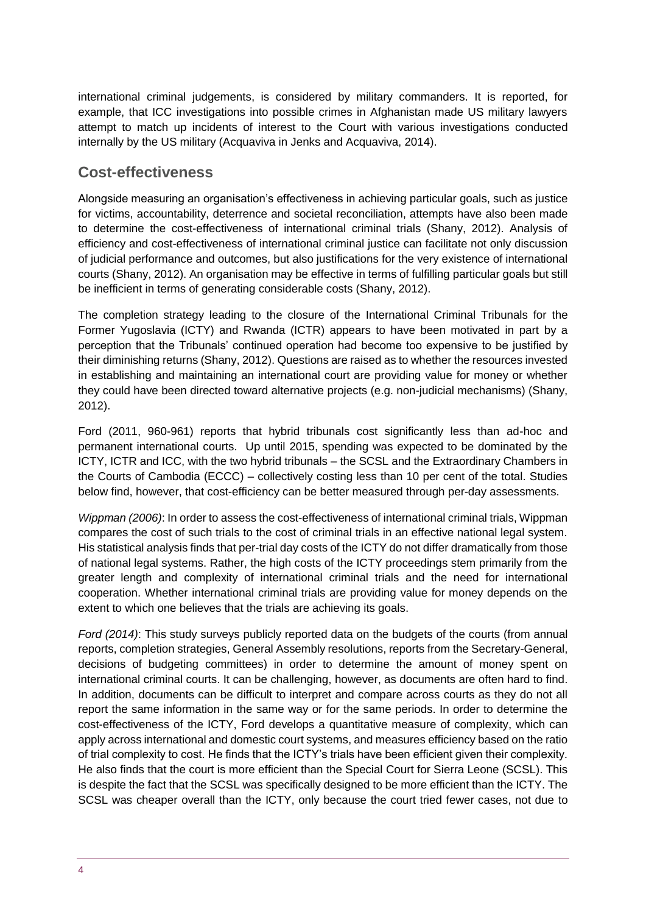international criminal judgements, is considered by military commanders. It is reported, for example, that ICC investigations into possible crimes in Afghanistan made US military lawyers attempt to match up incidents of interest to the Court with various investigations conducted internally by the US military (Acquaviva in Jenks and Acquaviva, 2014).

## Cost-effectiveness

Alongside measuring an organisation's effectiveness in achieving particular goals, such as justice for victims, accountability, deterrence and societal reconciliation, attempts have also been made to determine the cost-effectiveness of international criminal trials (Shany, 2012). Analysis of efficiency and cost-effectiveness of international criminal justice can facilitate not only discussion of judicial performance and outcomes, but also justifications for the very existence of international courts (Shany, 2012). An organisation may be effective in terms of fulfilling particular goals but still be inefficient in terms of generating considerable costs (Shany, 2012).

The completion strategy leading to the closure of the International Criminal Tribunals for the Former Yugoslavia (ICTY) and Rwanda (ICTR) appears to have been motivated in part by a perception that the Tribunals' continued operation had become too expensive to be justified by their diminishing returns (Shany, 2012). Questions are raised as to whether the resources invested in establishing and maintaining an international court are providing value for money or whether they could have been directed toward alternative projects (e.g. non-judicial mechanisms) (Shany, 2012).

Ford (2011, 960-961) reports that hybrid tribunals cost significantly less than ad-hoc and permanent international courts. Up until 2015, spending was expected to be dominated by the ICTY, ICTR and ICC, with the two hybrid tribunals – the SCSL and the Extraordinary Chambers in the Courts of Cambodia (ECCC) – collectively costing less than 10 per cent of the total. Studies below find, however, that cost-efficiency can be better measured through per-day assessments.

*Wippman (2006)*: In order to assess the cost-effectiveness of international criminal trials, Wippman compares the cost of such trials to the cost of criminal trials in an effective national legal system. His statistical analysis finds that per-trial day costs of the ICTY do not differ dramatically from those of national legal systems. Rather, the high costs of the ICTY proceedings stem primarily from the greater length and complexity of international criminal trials and the need for international cooperation. Whether international criminal trials are providing value for money depends on the extent to which one believes that the trials are achieving its goals.

*Ford (2014)*: This study surveys publicly reported data on the budgets of the courts (from annual reports, completion strategies, General Assembly resolutions, reports from the Secretary-General, decisions of budgeting committees) in order to determine the amount of money spent on international criminal courts. It can be challenging, however, as documents are often hard to find. In addition, documents can be difficult to interpret and compare across courts as they do not all report the same information in the same way or for the same periods. In order to determine the cost-effectiveness of the ICTY, Ford develops a quantitative measure of complexity, which can apply across international and domestic court systems, and measures efficiency based on the ratio of trial complexity to cost. He finds that the ICTY's trials have been efficient given their complexity. He also finds that the court is more efficient than the Special Court for Sierra Leone (SCSL). This is despite the fact that the SCSL was specifically designed to be more efficient than the ICTY. The SCSL was cheaper overall than the ICTY, only because the court tried fewer cases, not due to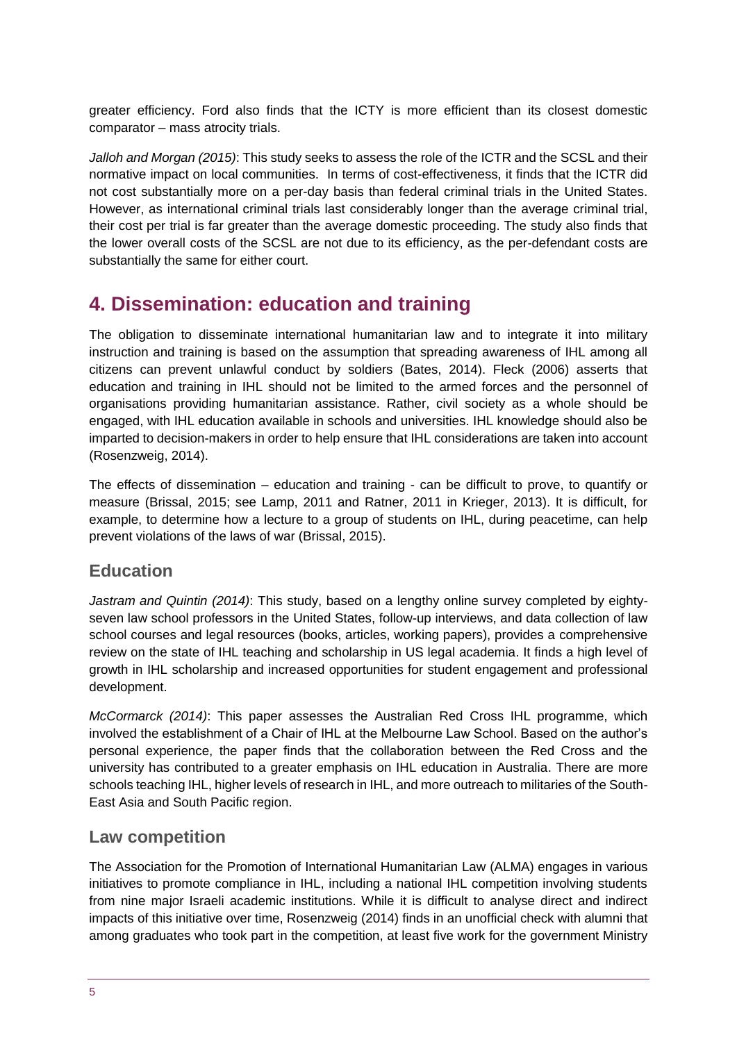greater efficiency. Ford also finds that the ICTY is more efficient than its closest domestic comparator – mass atrocity trials.

*Jalloh and Morgan (2015)*: This study seeks to assess the role of the ICTR and the SCSL and their normative impact on local communities. In terms of cost-effectiveness, it finds that the ICTR did not cost substantially more on a per-day basis than federal criminal trials in the United States. However, as international criminal trials last considerably longer than the average criminal trial, their cost per trial is far greater than the average domestic proceeding. The study also finds that the lower overall costs of the SCSL are not due to its efficiency, as the per-defendant costs are substantially the same for either court.

## 4. Dissemination: education and training

The obligation to disseminate international humanitarian law and to integrate it into military instruction and training is based on the assumption that spreading awareness of IHL among all citizens can prevent unlawful conduct by soldiers (Bates, 2014). Fleck (2006) asserts that education and training in IHL should not be limited to the armed forces and the personnel of organisations providing humanitarian assistance. Rather, civil society as a whole should be engaged, with IHL education available in schools and universities. IHL knowledge should also be imparted to decision-makers in order to help ensure that IHL considerations are taken into account (Rosenzweig, 2014).

The effects of dissemination – education and training - can be difficult to prove, to quantify or measure (Brissal, 2015; see Lamp, 2011 and Ratner, 2011 in Krieger, 2013). It is difficult, for example, to determine how a lecture to a group of students on IHL, during peacetime, can help prevent violations of the laws of war (Brissal, 2015).

### Education

*Jastram and Quintin (2014)*: This study, based on a lengthy online survey completed by eighty-seven law school professors in the United States, follow-up interviews, and data collection of law school courses and legal resources (books, articles, working papers), provides a comprehensive review on the state of IHL teaching and scholarship in US legal academia. It finds a high level of growth in IHL scholarship and increased opportunities for student engagement and professional development.

*McCormarck (2014)*: This paper assesses the Australian Red Cross IHL programme, which involved the establishment of a Chair of IHL at the Melbourne Law School. Based on the author's personal experience, the paper finds that the collaboration between the Red Cross and the university has contributed to a greater emphasis on IHL education in Australia. There are more schools teaching IHL, higher levels of research in IHL, and more outreach to militaries of the South-East Asia and South Pacific region.

### Law competition

The Association for the Promotion of International Humanitarian Law (ALMA) engages in various initiatives to promote compliance in IHL, including a national IHL competition involving students from nine major Israeli academic institutions. While it is difficult to analyse direct and indirect impacts of this initiative over time, Rosenzweig (2014) finds in an unofficial check with alumni that among graduates who took part in the competition, at least five work for the government Ministry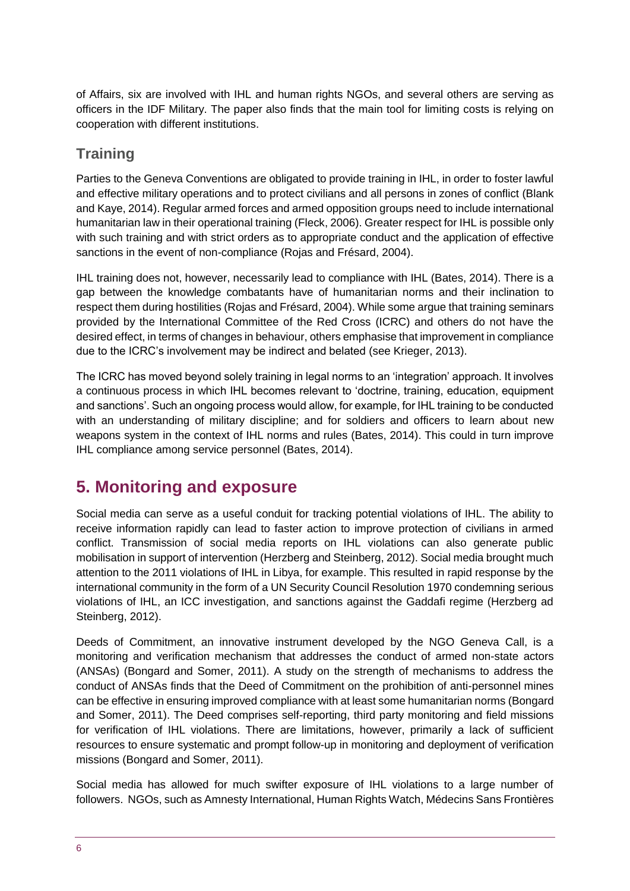of Affairs, six are involved with IHL and human rights NGOs, and several others are serving as officers in the IDF Military. The paper also finds that the main tool for limiting costs is relying on cooperation with different institutions.

### Training

Parties to the Geneva Conventions are obligated to provide training in IHL, in order to foster lawful and effective military operations and to protect civilians and all persons in zones of conflict (Blank and Kaye, 2014). Regular armed forces and armed opposition groups need to include international humanitarian law in their operational training (Fleck, 2006). Greater respect for IHL is possible only with such training and with strict orders as to appropriate conduct and the application of effective sanctions in the event of non-compliance (Rojas and Frésard, 2004).

IHL training does not, however, necessarily lead to compliance with IHL (Bates, 2014). There is a gap between the knowledge combatants have of humanitarian norms and their inclination to respect them during hostilities (Rojas and Frésard, 2004). While some argue that training seminars provided by the International Committee of the Red Cross (ICRC) and others do not have the desired effect, in terms of changes in behaviour, others emphasise that improvement in compliance due to the ICRC's involvement may be indirect and belated (see Krieger, 2013).

The ICRC has moved beyond solely training in legal norms to an 'integration' approach. It involves a continuous process in which IHL becomes relevant to 'doctrine, training, education, equipment and sanctions'. Such an ongoing process would allow, for example, for IHL training to be conducted with an understanding of military discipline; and for soldiers and officers to learn about new weapons system in the context of IHL norms and rules (Bates, 2014). This could in turn improve IHL compliance among service personnel (Bates, 2014).

## 5. Monitoring and exposure

Social media can serve as a useful conduit for tracking potential violations of IHL. The ability to receive information rapidly can lead to faster action to improve protection of civilians in armed conflict. Transmission of social media reports on IHL violations can also generate public mobilisation in support of intervention (Herzberg and Steinberg, 2012). Social media brought much attention to the 2011 violations of IHL in Libya, for example. This resulted in rapid response by the international community in the form of a UN Security Council Resolution 1970 condemning serious violations of IHL, an ICC investigation, and sanctions against the Gaddafi regime (Herzberg ad Steinberg, 2012).

Deeds of Commitment, an innovative instrument developed by the NGO Geneva Call, is a monitoring and verification mechanism that addresses the conduct of armed non-state actors (ANSAs) (Bongard and Somer, 2011). A study on the strength of mechanisms to address the conduct of ANSAs finds that the Deed of Commitment on the prohibition of anti-personnel mines can be effective in ensuring improved compliance with at least some humanitarian norms (Bongard and Somer, 2011). The Deed comprises self-reporting, third party monitoring and field missions for verification of IHL violations. There are limitations, however, primarily a lack of sufficient resources to ensure systematic and prompt follow-up in monitoring and deployment of verification missions (Bongard and Somer, 2011).

Social media has allowed for much swifter exposure of IHL violations to a large number of followers. NGOs, such as Amnesty International, Human Rights Watch, Médecins Sans Frontières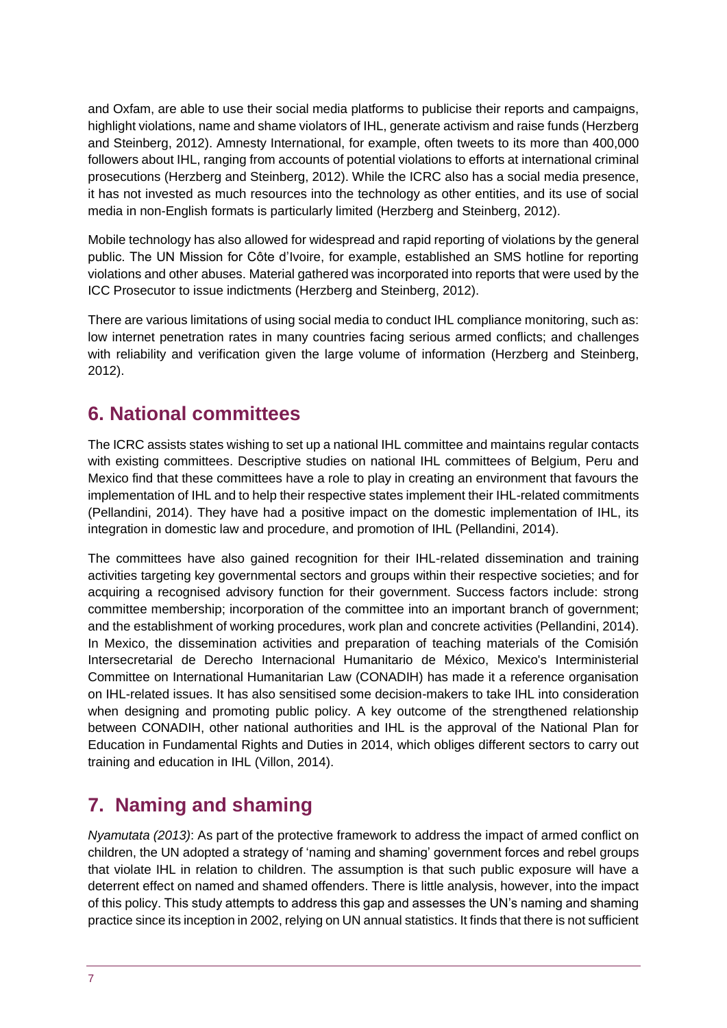and Oxfam, are able to use their social media platforms to publicise their reports and campaigns, highlight violations, name and shame violators of IHL, generate activism and raise funds (Herzberg and Steinberg, 2012). Amnesty International, for example, often tweets to its more than 400,000 followers about IHL, ranging from accounts of potential violations to efforts at international criminal prosecutions (Herzberg and Steinberg, 2012). While the ICRC also has a social media presence, it has not invested as much resources into the technology as other entities, and its use of social media in non-English formats is particularly limited (Herzberg and Steinberg, 2012).

Mobile technology has also allowed for widespread and rapid reporting of violations by the general public. The UN Mission for Côte d'Ivoire, for example, established an SMS hotline for reporting violations and other abuses. Material gathered was incorporated into reports that were used by the ICC Prosecutor to issue indictments (Herzberg and Steinberg, 2012).

There are various limitations of using social media to conduct IHL compliance monitoring, such as: low internet penetration rates in many countries facing serious armed conflicts; and challenges with reliability and verification given the large volume of information (Herzberg and Steinberg, 2012).

## 6. National committees

The ICRC assists states wishing to set up a national IHL committee and maintains regular contacts with existing committees. Descriptive studies on national IHL committees of Belgium, Peru and Mexico find that these committees have a role to play in creating an environment that favours the implementation of IHL and to help their respective states implement their IHL-related commitments (Pellandini, 2014). They have had a positive impact on the domestic implementation of IHL, its integration in domestic law and procedure, and promotion of IHL (Pellandini, 2014).

The committees have also gained recognition for their IHL-related dissemination and training activities targeting key governmental sectors and groups within their respective societies; and for acquiring a recognised advisory function for their government. Success factors include: strong committee membership; incorporation of the committee into an important branch of government; and the establishment of working procedures, work plan and concrete activities (Pellandini, 2014). In Mexico, the dissemination activities and preparation of teaching materials of the Comisión Intersecretarial de Derecho Internacional Humanitario de México, Mexico's Interministerial Committee on International Humanitarian Law (CONADIH) has made it a reference organisation on IHL-related issues. It has also sensitised some decision-makers to take IHL into consideration when designing and promoting public policy. A key outcome of the strengthened relationship between CONADIH, other national authorities and IHL is the approval of the National Plan for Education in Fundamental Rights and Duties in 2014, which obliges different sectors to carry out training and education in IHL (Villon, 2014).

## 7. Naming and shaming

*Nyamutata (2013)*: As part of the protective framework to address the impact of armed conflict on children, the UN adopted a strategy of 'naming and shaming' government forces and rebel groups that violate IHL in relation to children. The assumption is that such public exposure will have a deterrent effect on named and shamed offenders. There is little analysis, however, into the impact of this policy. This study attempts to address this gap and assesses the UN's naming and shaming practice since its inception in 2002, relying on UN annual statistics. It finds that there is not sufficient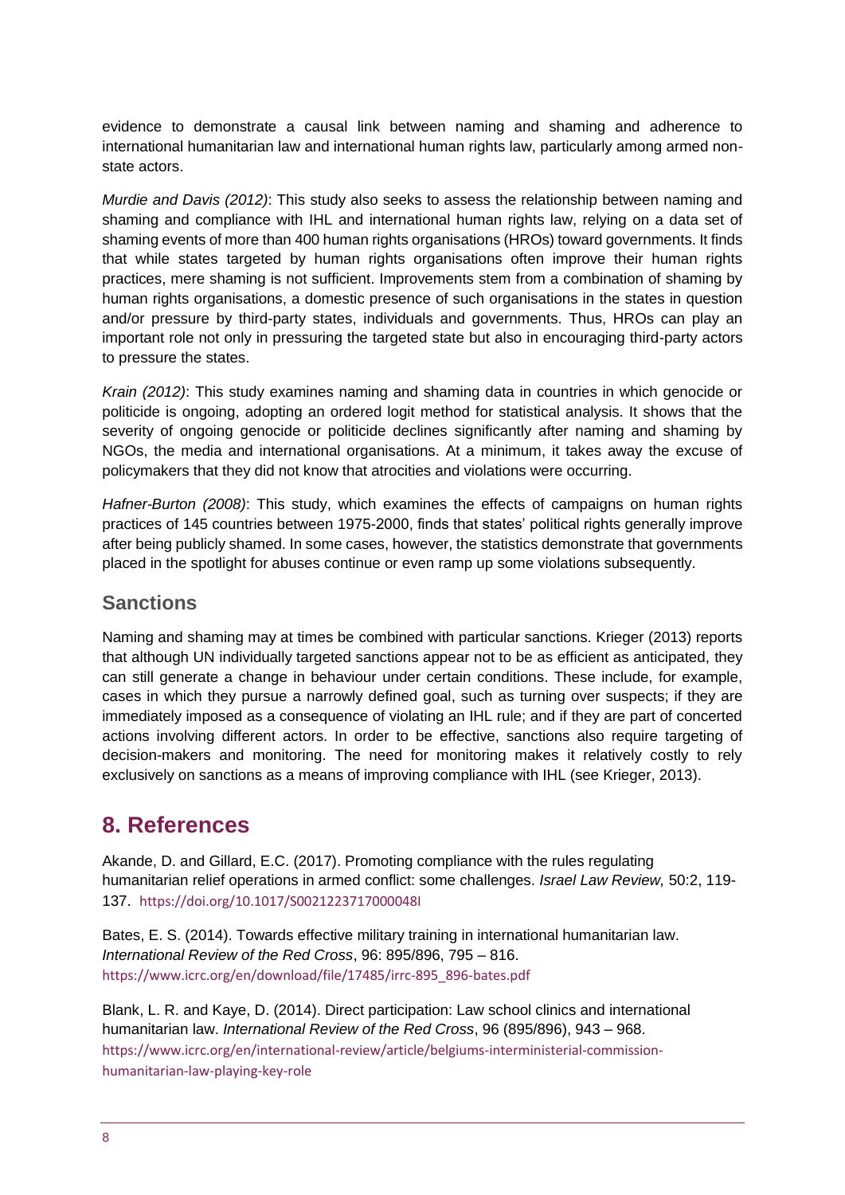evidence to demonstrate a causal link between naming and shaming and adherence to international humanitarian law and international human rights law, particularly among armed non-state actors.

*Murdie and Davis (2012)*: This study also seeks to assess the relationship between naming and shaming and compliance with IHL and international human rights law, relying on a data set of shaming events of more than 400 human rights organisations (HROs) toward governments. It finds that while states targeted by human rights organisations often improve their human rights practices, mere shaming is not sufficient. Improvements stem from a combination of shaming by human rights organisations, a domestic presence of such organisations in the states in question and/or pressure by third-party states, individuals and governments. Thus, HROs can play an important role not only in pressuring the targeted state but also in encouraging third-party actors to pressure the states.

*Krain (2012)*: This study examines naming and shaming data in countries in which genocide or politicide is ongoing, adopting an ordered logit method for statistical analysis. It shows that the severity of ongoing genocide or politicide declines significantly after naming and shaming by NGOs, the media and international organisations. At a minimum, it takes away the excuse of policymakers that they did not know that atrocities and violations were occurring.

*Hafner-Burton (2008)*: This study, which examines the effects of campaigns on human rights practices of 145 countries between 1975-2000, finds that states' political rights generally improve after being publicly shamed. In some cases, however, the statistics demonstrate that governments placed in the spotlight for abuses continue or even ramp up some violations subsequently.

### Sanctions

Naming and shaming may at times be combined with particular sanctions. Krieger (2013) reports that although UN individually targeted sanctions appear not to be as efficient as anticipated, they can still generate a change in behaviour under certain conditions. These include, for example, cases in which they pursue a narrowly defined goal, such as turning over suspects; if they are immediately imposed as a consequence of violating an IHL rule; and if they are part of concerted actions involving different actors. In order to be effective, sanctions also require targeting of decision-makers and monitoring. The need for monitoring makes it relatively costly to rely exclusively on sanctions as a means of improving compliance with IHL (see Krieger, 2013).

## 8. References

Akande, D. and Gillard, E.C. (2017). Promoting compliance with the rules regulating humanitarian relief operations in armed conflict: some challenges. *Israel Law Review,* 50:2, 119-137. https://doi.org/10.1017/S002122371700048I

Bates, E. S. (2014). Towards effective military training in international humanitarian law. *International Review of the Red Cross*, 96: 895/896, 795 – 816. https://www.icrc.org/en/download/file/17485/irrc-895_896-bates.pdf

Blank, L. R. and Kaye, D. (2014). Direct participation: Law school clinics and international humanitarian law. *International Review of the Red Cross*, 96 (895/896), 943 – 968. https://www.icrc.org/en/international-review/article/belgiums-interministerial-commission-humanitarian-law-playing-key-role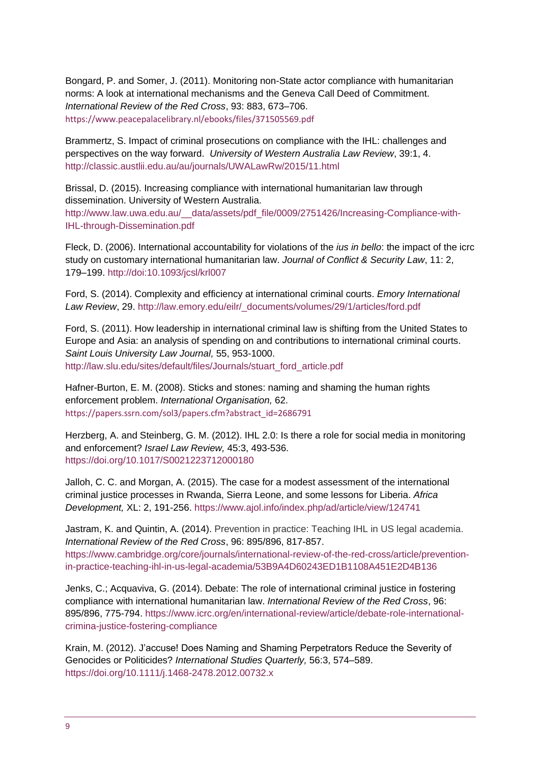Bongard, P. and Somer, J. (2011). Monitoring non-State actor compliance with humanitarian norms: A look at international mechanisms and the Geneva Call Deed of Commitment. *International Review of the Red Cross*, 93: 883, 673–706. https://www.peacepalacelibrary.nl/ebooks/files/371505569.pdf

Brammertz, S. Impact of criminal prosecutions on compliance with the IHL: challenges and perspectives on the way forward. *University of Western Australia Law Review*, 39:1, 4. http://classic.austlii.edu.au/au/journals/UWALawRw/2015/11.html

Brissal, D. (2015). Increasing compliance with international humanitarian law through dissemination. University of Western Australia. http://www.law.uwa.edu.au/__data/assets/pdf_file/0009/2751426/Increasing-Compliance-with-IHL-through-Dissemination.pdf

Fleck, D. (2006). International accountability for violations of the *ius in bello*: the impact of the icrc study on customary international humanitarian law. *Journal of Conflict & Security Law*, 11: 2, 179–199. http://doi:10.1093/jcsl/krl007

Ford, S. (2014). Complexity and efficiency at international criminal courts. *Emory International Law Review*, 29. http://law.emory.edu/eilr/_documents/volumes/29/1/articles/ford.pdf

Ford, S. (2011). How leadership in international criminal law is shifting from the United States to Europe and Asia: an analysis of spending on and contributions to international criminal courts. *Saint Louis University Law Journal,* 55, 953-1000. http://law.slu.edu/sites/default/files/Journals/stuart_ford_article.pdf

Hafner-Burton, E. M. (2008). Sticks and stones: naming and shaming the human rights enforcement problem. *International Organisation,* 62. https://papers.ssrn.com/sol3/papers.cfm?abstract_id=2686791

Herzberg, A. and Steinberg, G. M. (2012). IHL 2.0: Is there a role for social media in monitoring and enforcement? *Israel Law Review,* 45:3, 493-536. https://doi.org/10.1017/S0021223712000180

Jalloh, C. C. and Morgan, A. (2015). The case for a modest assessment of the international criminal justice processes in Rwanda, Sierra Leone, and some lessons for Liberia. *Africa Development,* XL: 2, 191-256. https://www.ajol.info/index.php/ad/article/view/124741

Jastram, K. and Quintin, A. (2014). Prevention in practice: Teaching IHL in US legal academia. *International Review of the Red Cross*, 96: 895/896, 817-857. https://www.cambridge.org/core/journals/international-review-of-the-red-cross/article/prevention-in-practice-teaching-ihl-in-us-legal-academia/53B9A4D60243ED1B1108A451E2D4B136

Jenks, C.; Acquaviva, G. (2014). Debate: The role of international criminal justice in fostering compliance with international humanitarian law. *International Review of the Red Cross*, 96: 895/896, 775-794. https://www.icrc.org/en/international-review/article/debate-role-international-crimina-justice-fostering-compliance

Krain, M. (2012). J'accuse! Does Naming and Shaming Perpetrators Reduce the Severity of Genocides or Politicides? *International Studies Quarterly,* 56:3, 574–589. https://doi.org/10.1111/j.1468-2478.2012.00732.x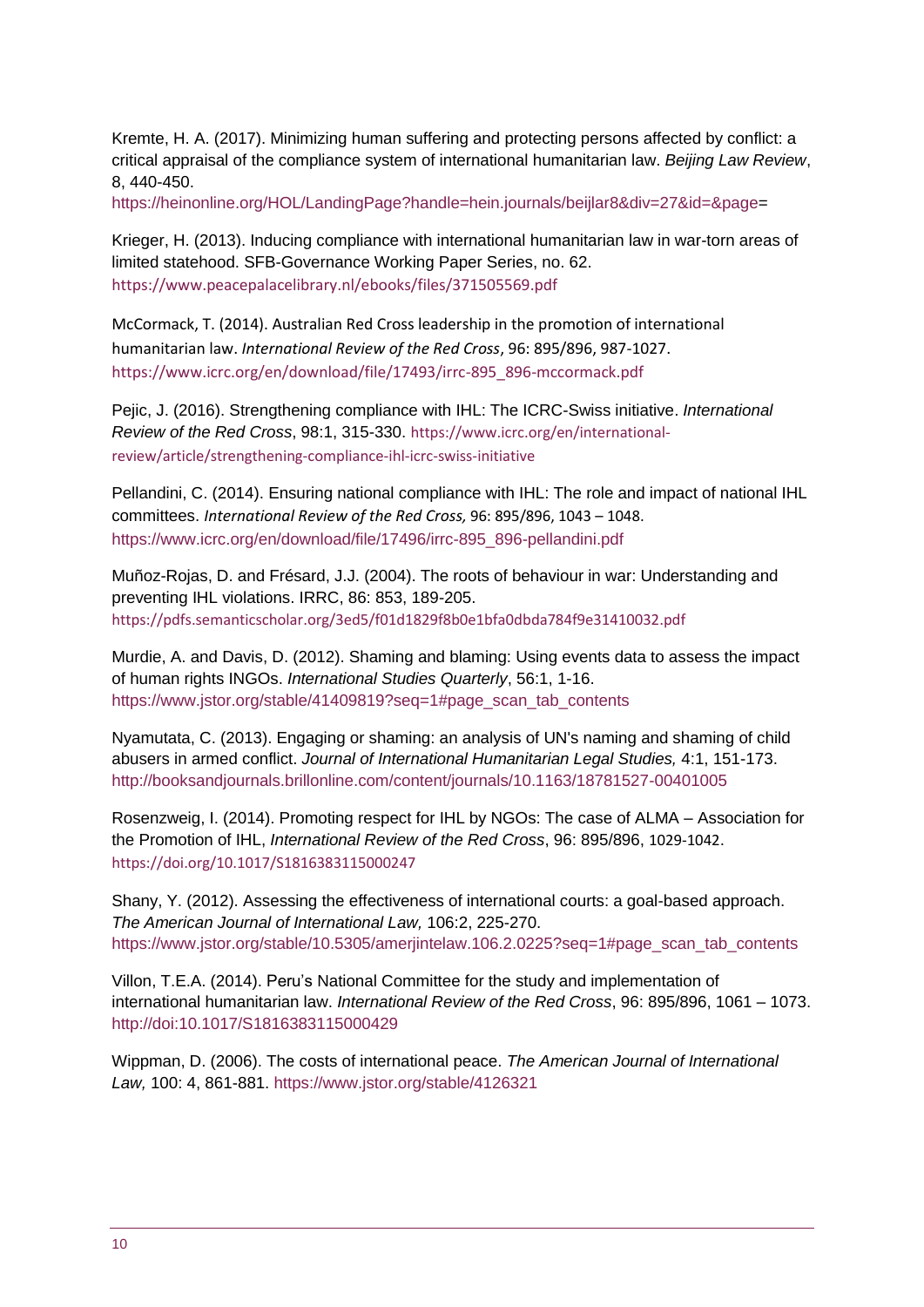Kremte, H. A. (2017). Minimizing human suffering and protecting persons affected by conflict: a critical appraisal of the compliance system of international humanitarian law. *Beijing Law Review*, 8, 440-450.
https://heinonline.org/HOL/LandingPage?handle=hein.journals/beijlar8&div=27&id=&page=

Krieger, H. (2013). Inducing compliance with international humanitarian law in war-torn areas of limited statehood. SFB-Governance Working Paper Series, no. 62.
https://www.peacepalacelibrary.nl/ebooks/files/371505569.pdf

McCormack, T. (2014). Australian Red Cross leadership in the promotion of international humanitarian law. *International Review of the Red Cross*, 96: 895/896, 987-1027.
https://www.icrc.org/en/download/file/17493/irrc-895_896-mccormack.pdf

Pejic, J. (2016). Strengthening compliance with IHL: The ICRC-Swiss initiative. *International Review of the Red Cross*, 98:1, 315-330. https://www.icrc.org/en/international-review/article/strengthening-compliance-ihl-icrc-swiss-initiative

Pellandini, C. (2014). Ensuring national compliance with IHL: The role and impact of national IHL committees. *International Review of the Red Cross,* 96: 895/896, 1043 – 1048.
https://www.icrc.org/en/download/file/17496/irrc-895_896-pellandini.pdf

Muñoz-Rojas, D. and Frésard, J.J. (2004). The roots of behaviour in war: Understanding and preventing IHL violations. IRRC, 86: 853, 189-205.
https://pdfs.semanticscholar.org/3ed5/f01d1829f8b0e1bfa0dbda784f9e31410032.pdf

Murdie, A. and Davis, D. (2012). Shaming and blaming: Using events data to assess the impact of human rights INGOs. *International Studies Quarterly*, 56:1, 1-16.
https://www.jstor.org/stable/41409819?seq=1#page_scan_tab_contents

Nyamutata, C. (2013). Engaging or shaming: an analysis of UN's naming and shaming of child abusers in armed conflict. *Journal of International Humanitarian Legal Studies,* 4:1, 151-173.
http://booksandjournals.brillonline.com/content/journals/10.1163/18781527-00401005

Rosenzweig, I. (2014). Promoting respect for IHL by NGOs: The case of ALMA – Association for the Promotion of IHL, *International Review of the Red Cross*, 96: 895/896, 1029-1042.
https://doi.org/10.1017/S1816383115000247

Shany, Y. (2012). Assessing the effectiveness of international courts: a goal-based approach. *The American Journal of International Law,* 106:2, 225-270.
https://www.jstor.org/stable/10.5305/amerjintelaw.106.2.0225?seq=1#page_scan_tab_contents

Villon, T.E.A. (2014). Peru's National Committee for the study and implementation of international humanitarian law. *International Review of the Red Cross*, 96: 895/896, 1061 – 1073.
http://doi:10.1017/S1816383115000429

Wippman, D. (2006). The costs of international peace. *The American Journal of International Law,* 100: 4, 861-881. https://www.jstor.org/stable/4126321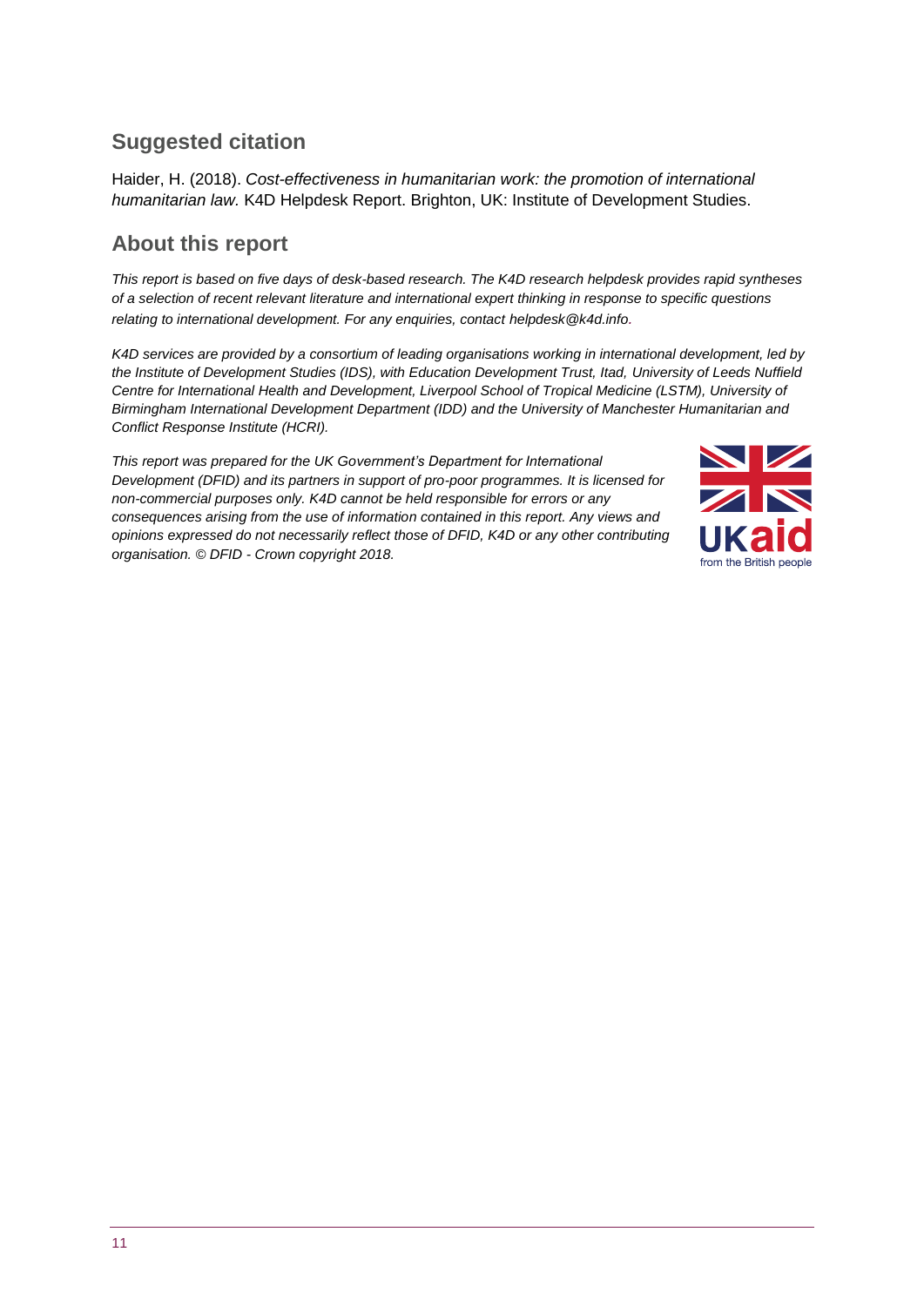## Suggested citation

Haider, H. (2018). *Cost-effectiveness in humanitarian work: the promotion of international humanitarian law.* K4D Helpdesk Report. Brighton, UK: Institute of Development Studies.

## About this report

*This report is based on five days of desk-based research. The K4D research helpdesk provides rapid syntheses of a selection of recent relevant literature and international expert thinking in response to specific questions relating to international development. For any enquiries, contact helpdesk@k4d.info.*

*K4D services are provided by a consortium of leading organisations working in international development, led by the Institute of Development Studies (IDS), with Education Development Trust, Itad, University of Leeds Nuffield Centre for International Health and Development, Liverpool School of Tropical Medicine (LSTM), University of Birmingham International Development Department (IDD) and the University of Manchester Humanitarian and Conflict Response Institute (HCRI).*

*This report was prepared for the UK Government's Department for International Development (DFID) and its partners in support of pro-poor programmes. It is licensed for non-commercial purposes only. K4D cannot be held responsible for errors or any consequences arising from the use of information contained in this report. Any views and opinions expressed do not necessarily reflect those of DFID, K4D or any other contributing organisation. © DFID - Crown copyright 2018.*

UKaid
from the British people